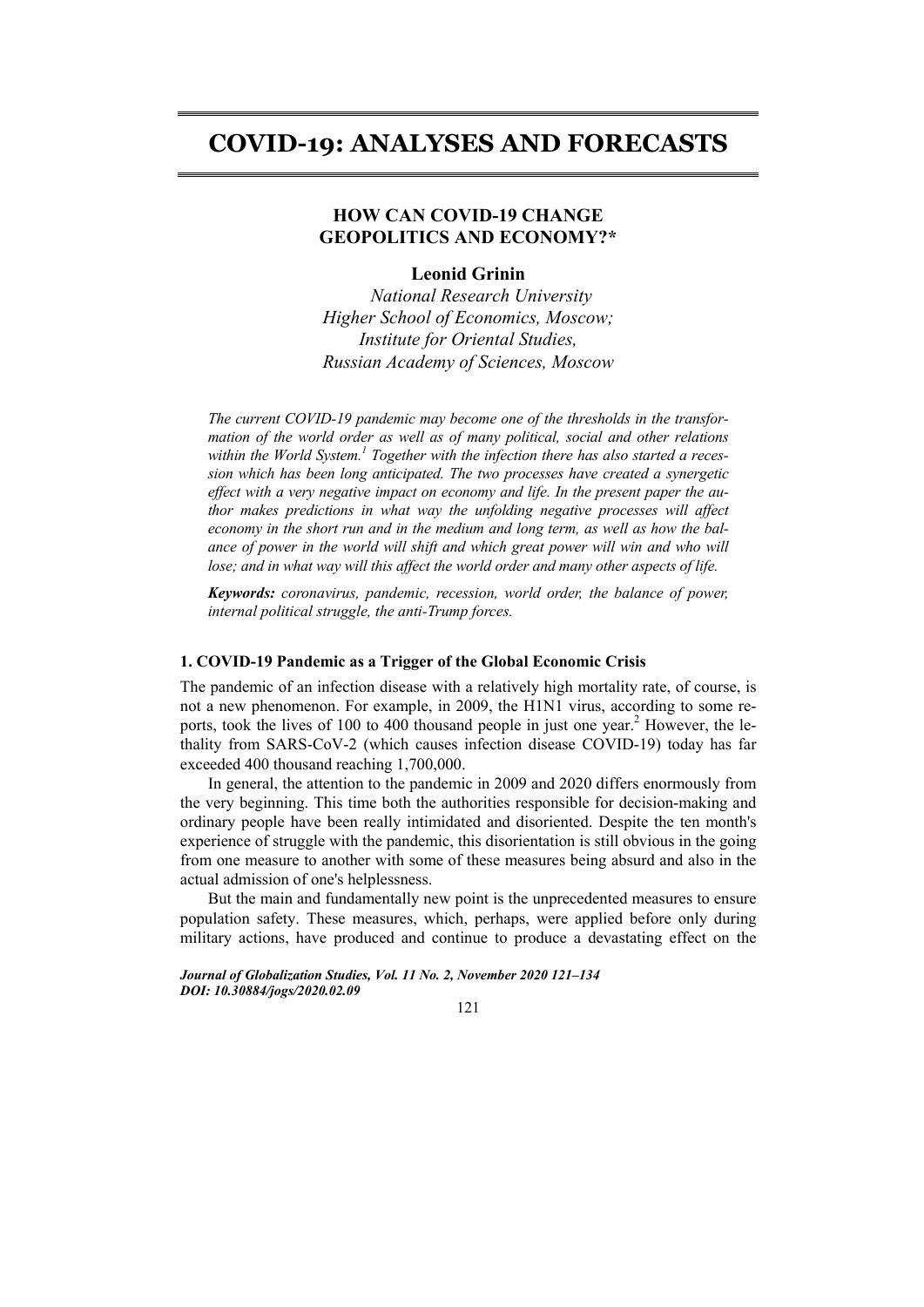# COVID-19: ANALYSES AND FORECASTS

## HOW CAN COVID-19 CHANGE GEOPOLITICS AND ECONOMY?*

**Leonid Grinin**

*National Research University Higher School of Economics, Moscow; Institute for Oriental Studies, Russian Academy of Sciences, Moscow*

*The current COVID-19 pandemic may become one of the thresholds in the transformation of the world order as well as of many political, social and other relations within the World System.[1] Together with the infection there has also started a recession which has been long anticipated. The two processes have created a synergetic effect with a very negative impact on economy and life. In the present paper the author makes predictions in what way the unfolding negative processes will affect economy in the short run and in the medium and long term, as well as how the balance of power in the world will shift and which great power will win and who will lose; and in what way will this affect the world order and many other aspects of life.*

***Keywords:*** *coronavirus, pandemic, recession, world order, the balance of power, internal political struggle, the anti-Trump forces.*

### 1. COVID-19 Pandemic as a Trigger of the Global Economic Crisis

The pandemic of an infection disease with a relatively high mortality rate, of course, is not a new phenomenon. For example, in 2009, the H1N1 virus, according to some reports, took the lives of 100 to 400 thousand people in just one year.[2] However, the lethality from SARS-CoV-2 (which causes infection disease COVID-19) today has far exceeded 400 thousand reaching 1,700,000.

In general, the attention to the pandemic in 2009 and 2020 differs enormously from the very beginning. This time both the authorities responsible for decision-making and ordinary people have been really intimidated and disoriented. Despite the ten month's experience of struggle with the pandemic, this disorientation is still obvious in the going from one measure to another with some of these measures being absurd and also in the actual admission of one's helplessness.

But the main and fundamentally new point is the unprecedented measures to ensure population safety. These measures, which, perhaps, were applied before only during military actions, have produced and continue to produce a devastating effect on the

***Journal of Globalization Studies, Vol. 11 No. 2, November 2020 121–134***
***DOI: 10.30884/jogs/2020.02.09***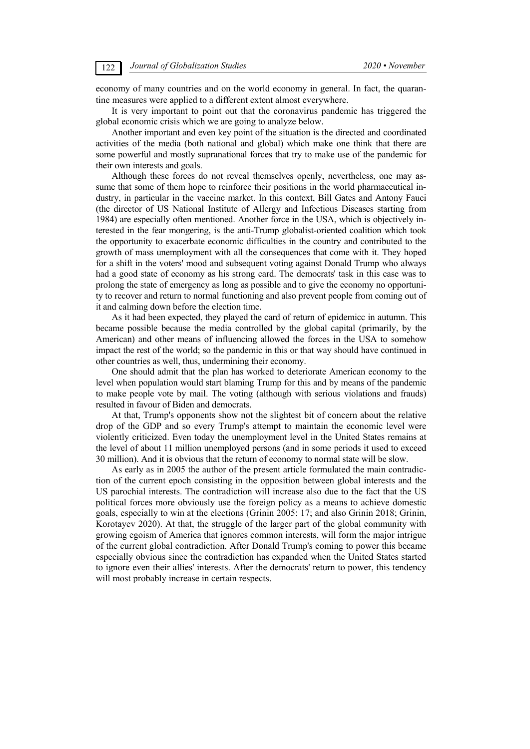economy of many countries and on the world economy in general. In fact, the quarantine measures were applied to a different extent almost everywhere.

It is very important to point out that the coronavirus pandemic has triggered the global economic crisis which we are going to analyze below.

Another important and even key point of the situation is the directed and coordinated activities of the media (both national and global) which make one think that there are some powerful and mostly supranational forces that try to make use of the pandemic for their own interests and goals.

Although these forces do not reveal themselves openly, nevertheless, one may assume that some of them hope to reinforce their positions in the world pharmaceutical industry, in particular in the vaccine market. In this context, Bill Gates and Antony Fauci (the director of US National Institute of Allergy and Infectious Diseases starting from 1984) are especially often mentioned. Another force in the USA, which is objectively interested in the fear mongering, is the anti-Trump globalist-oriented coalition which took the opportunity to exacerbate economic difficulties in the country and contributed to the growth of mass unemployment with all the consequences that come with it. They hoped for a shift in the voters' mood and subsequent voting against Donald Trump who always had a good state of economy as his strong card. The democrats' task in this case was to prolong the state of emergency as long as possible and to give the economy no opportunity to recover and return to normal functioning and also prevent people from coming out of it and calming down before the election time.

As it had been expected, they played the card of return of epidemicc in autumn. This became possible because the media controlled by the global capital (primarily, by the American) and other means of influencing allowed the forces in the USA to somehow impact the rest of the world; so the pandemic in this or that way should have continued in other countries as well, thus, undermining their economy.

One should admit that the plan has worked to deteriorate American economy to the level when population would start blaming Trump for this and by means of the pandemic to make people vote by mail. The voting (although with serious violations and frauds) resulted in favour of Biden and democrats.

At that, Trump's opponents show not the slightest bit of concern about the relative drop of the GDP and so every Trump's attempt to maintain the economic level were violently criticized. Even today the unemployment level in the United States remains at the level of about 11 million unemployed persons (and in some periods it used to exceed 30 million). And it is obvious that the return of economy to normal state will be slow.

As early as in 2005 the author of the present article formulated the main contradiction of the current epoch consisting in the opposition between global interests and the US parochial interests. The contradiction will increase also due to the fact that the US political forces more obviously use the foreign policy as a means to achieve domestic goals, especially to win at the elections (Grinin 2005: 17; and also Grinin 2018; Grinin, Korotayev 2020). At that, the struggle of the larger part of the global community with growing egoism of America that ignores common interests, will form the major intrigue of the current global contradiction. After Donald Trump's coming to power this became especially obvious since the contradiction has expanded when the United States started to ignore even their allies' interests. After the democrats' return to power, this tendency will most probably increase in certain respects.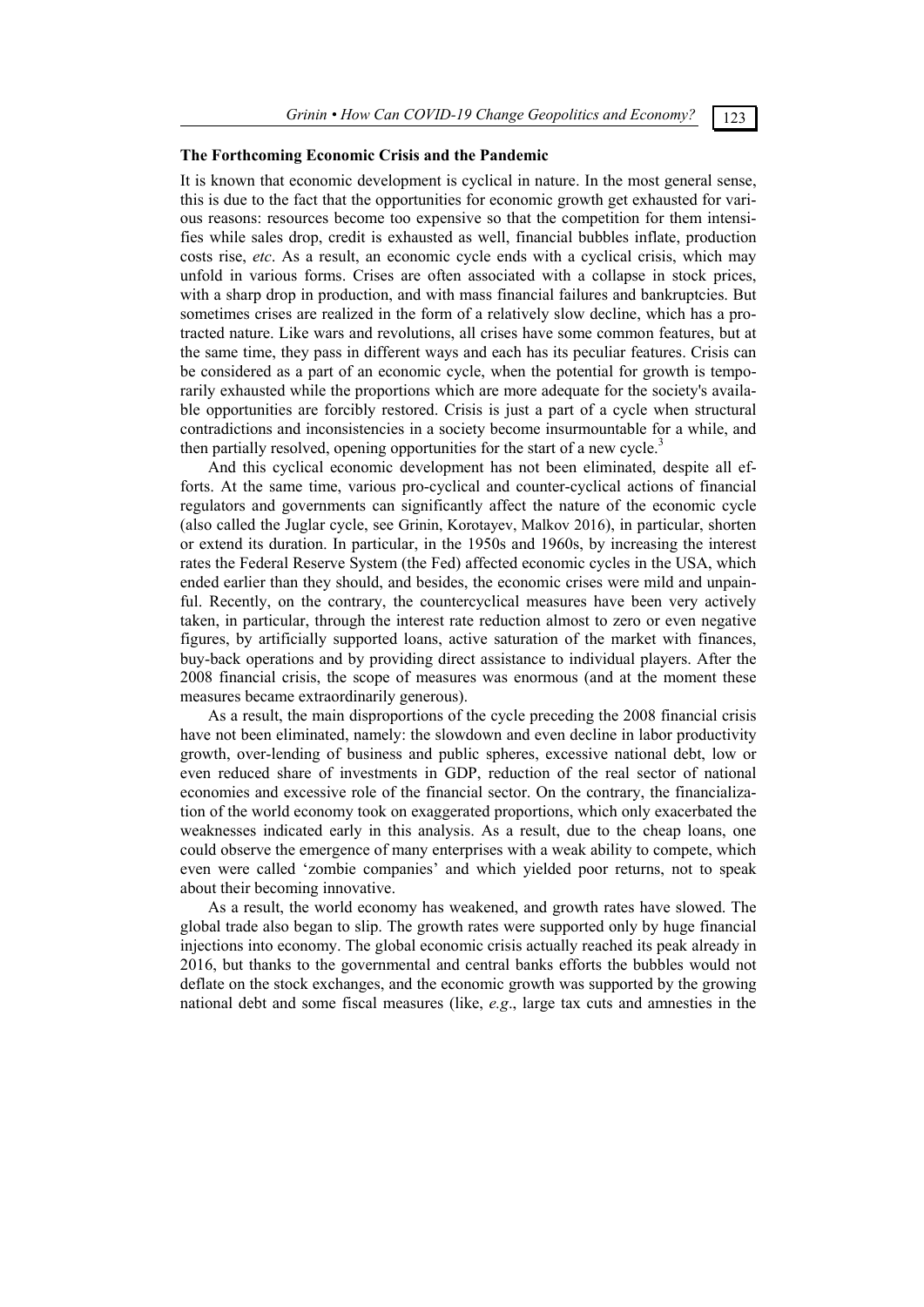### The Forthcoming Economic Crisis and the Pandemic

It is known that economic development is cyclical in nature. In the most general sense, this is due to the fact that the opportunities for economic growth get exhausted for various reasons: resources become too expensive so that the competition for them intensifies while sales drop, credit is exhausted as well, financial bubbles inflate, production costs rise, *etc*. As a result, an economic cycle ends with a cyclical crisis, which may unfold in various forms. Crises are often associated with a collapse in stock prices, with a sharp drop in production, and with mass financial failures and bankruptcies. But sometimes crises are realized in the form of a relatively slow decline, which has a protracted nature. Like wars and revolutions, all crises have some common features, but at the same time, they pass in different ways and each has its peculiar features. Crisis can be considered as a part of an economic cycle, when the potential for growth is temporarily exhausted while the proportions which are more adequate for the society's available opportunities are forcibly restored. Crisis is just a part of a cycle when structural contradictions and inconsistencies in a society become insurmountable for a while, and then partially resolved, opening opportunities for the start of a new cycle.[3]

And this cyclical economic development has not been eliminated, despite all efforts. At the same time, various pro-cyclical and counter-cyclical actions of financial regulators and governments can significantly affect the nature of the economic cycle (also called the Juglar cycle, see Grinin, Korotayev, Malkov 2016), in particular, shorten or extend its duration. In particular, in the 1950s and 1960s, by increasing the interest rates the Federal Reserve System (the Fed) affected economic cycles in the USA, which ended earlier than they should, and besides, the economic crises were mild and unpainful. Recently, on the contrary, the countercyclical measures have been very actively taken, in particular, through the interest rate reduction almost to zero or even negative figures, by artificially supported loans, active saturation of the market with finances, buy-back operations and by providing direct assistance to individual players. After the 2008 financial crisis, the scope of measures was enormous (and at the moment these measures became extraordinarily generous).

As a result, the main disproportions of the cycle preceding the 2008 financial crisis have not been eliminated, namely: the slowdown and even decline in labor productivity growth, over-lending of business and public spheres, excessive national debt, low or even reduced share of investments in GDP, reduction of the real sector of national economies and excessive role of the financial sector. On the contrary, the financialization of the world economy took on exaggerated proportions, which only exacerbated the weaknesses indicated early in this analysis. As a result, due to the cheap loans, one could observe the emergence of many enterprises with a weak ability to compete, which even were called 'zombie companies' and which yielded poor returns, not to speak about their becoming innovative.

As a result, the world economy has weakened, and growth rates have slowed. The global trade also began to slip. The growth rates were supported only by huge financial injections into economy. The global economic crisis actually reached its peak already in 2016, but thanks to the governmental and central banks efforts the bubbles would not deflate on the stock exchanges, and the economic growth was supported by the growing national debt and some fiscal measures (like, *e.g*., large tax cuts and amnesties in the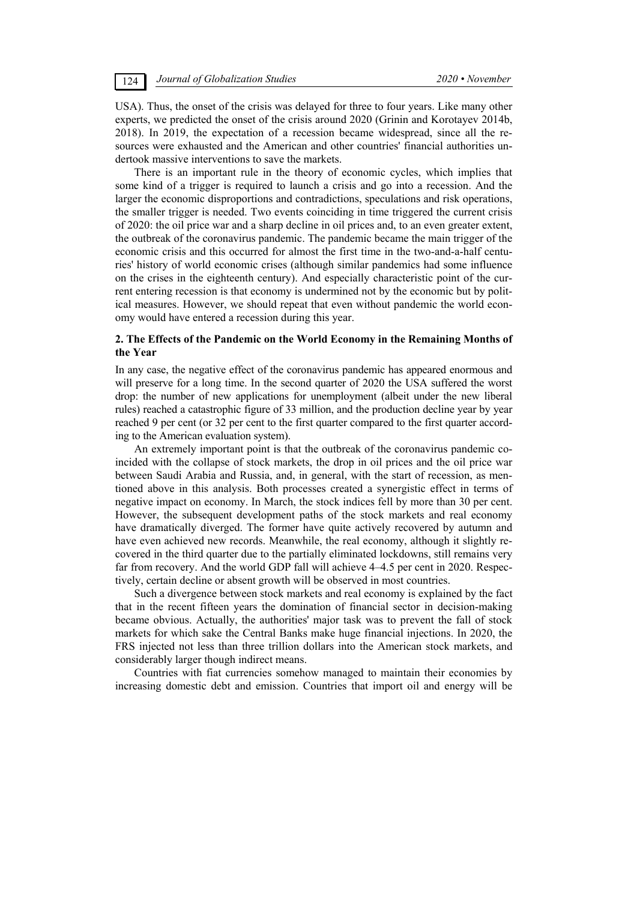USA). Thus, the onset of the crisis was delayed for three to four years. Like many other experts, we predicted the onset of the crisis around 2020 (Grinin and Korotayev 2014b, 2018). In 2019, the expectation of a recession became widespread, since all the resources were exhausted and the American and other countries' financial authorities undertook massive interventions to save the markets.

There is an important rule in the theory of economic cycles, which implies that some kind of a trigger is required to launch a crisis and go into a recession. And the larger the economic disproportions and contradictions, speculations and risk operations, the smaller trigger is needed. Two events coinciding in time triggered the current crisis of 2020: the oil price war and a sharp decline in oil prices and, to an even greater extent, the outbreak of the coronavirus pandemic. The pandemic became the main trigger of the economic crisis and this occurred for almost the first time in the two-and-a-half centuries' history of world economic crises (although similar pandemics had some influence on the crises in the eighteenth century). And especially characteristic point of the current entering recession is that economy is undermined not by the economic but by political measures. However, we should repeat that even without pandemic the world economy would have entered a recession during this year.

## 2. The Effects of the Pandemic on the World Economy in the Remaining Months of the Year

In any case, the negative effect of the coronavirus pandemic has appeared enormous and will preserve for a long time. In the second quarter of 2020 the USA suffered the worst drop: the number of new applications for unemployment (albeit under the new liberal rules) reached a catastrophic figure of 33 million, and the production decline year by year reached 9 per cent (or 32 per cent to the first quarter compared to the first quarter according to the American evaluation system).

An extremely important point is that the outbreak of the coronavirus pandemic coincided with the collapse of stock markets, the drop in oil prices and the oil price war between Saudi Arabia and Russia, and, in general, with the start of recession, as mentioned above in this analysis. Both processes created a synergistic effect in terms of negative impact on economy. In March, the stock indices fell by more than 30 per cent. However, the subsequent development paths of the stock markets and real economy have dramatically diverged. The former have quite actively recovered by autumn and have even achieved new records. Meanwhile, the real economy, although it slightly recovered in the third quarter due to the partially eliminated lockdowns, still remains very far from recovery. And the world GDP fall will achieve 4–4.5 per cent in 2020. Respectively, certain decline or absent growth will be observed in most countries.

Such a divergence between stock markets and real economy is explained by the fact that in the recent fifteen years the domination of financial sector in decision-making became obvious. Actually, the authorities' major task was to prevent the fall of stock markets for which sake the Central Banks make huge financial injections. In 2020, the FRS injected not less than three trillion dollars into the American stock markets, and considerably larger though indirect means.

Countries with fiat currencies somehow managed to maintain their economies by increasing domestic debt and emission. Countries that import oil and energy will be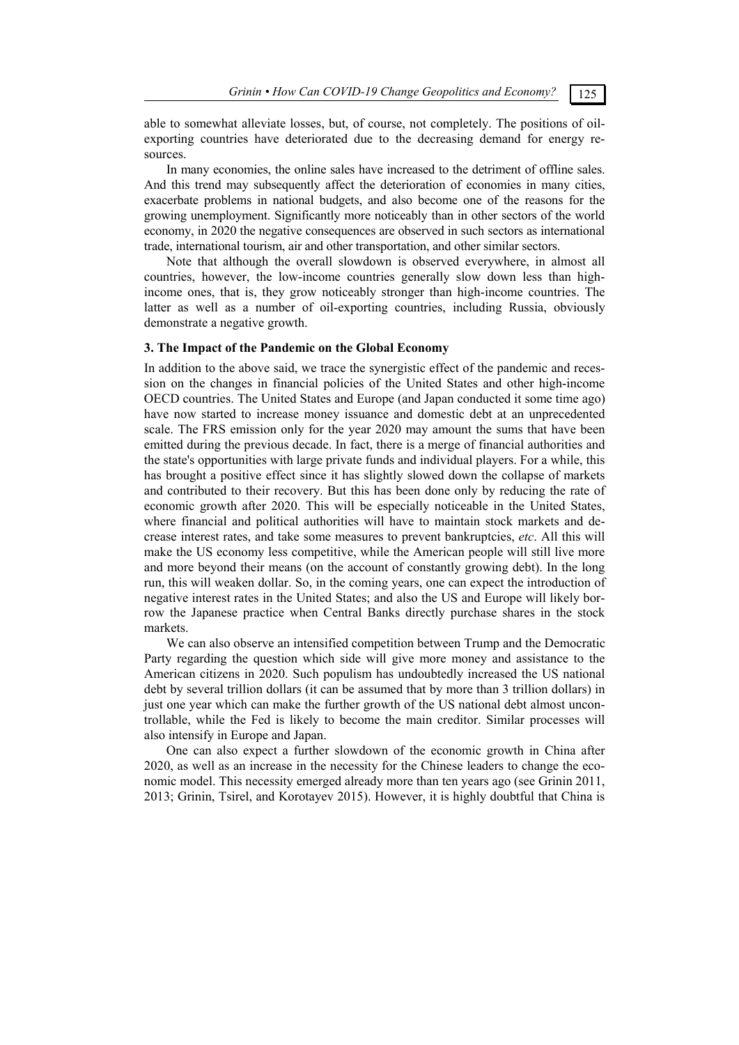able to somewhat alleviate losses, but, of course, not completely. The positions of oil-exporting countries have deteriorated due to the decreasing demand for energy resources.

In many economies, the online sales have increased to the detriment of offline sales. And this trend may subsequently affect the deterioration of economies in many cities, exacerbate problems in national budgets, and also become one of the reasons for the growing unemployment. Significantly more noticeably than in other sectors of the world economy, in 2020 the negative consequences are observed in such sectors as international trade, international tourism, air and other transportation, and other similar sectors.

Note that although the overall slowdown is observed everywhere, in almost all countries, however, the low-income countries generally slow down less than high-income ones, that is, they grow noticeably stronger than high-income countries. The latter as well as a number of oil-exporting countries, including Russia, obviously demonstrate a negative growth.

### 3. The Impact of the Pandemic on the Global Economy

In addition to the above said, we trace the synergistic effect of the pandemic and recession on the changes in financial policies of the United States and other high-income OECD countries. The United States and Europe (and Japan conducted it some time ago) have now started to increase money issuance and domestic debt at an unprecedented scale. The FRS emission only for the year 2020 may amount the sums that have been emitted during the previous decade. In fact, there is a merge of financial authorities and the state's opportunities with large private funds and individual players. For a while, this has brought a positive effect since it has slightly slowed down the collapse of markets and contributed to their recovery. But this has been done only by reducing the rate of economic growth after 2020. This will be especially noticeable in the United States, where financial and political authorities will have to maintain stock markets and decrease interest rates, and take some measures to prevent bankruptcies, *etc*. All this will make the US economy less competitive, while the American people will still live more and more beyond their means (on the account of constantly growing debt). In the long run, this will weaken dollar. So, in the coming years, one can expect the introduction of negative interest rates in the United States; and also the US and Europe will likely borrow the Japanese practice when Central Banks directly purchase shares in the stock markets.

We can also observe an intensified competition between Trump and the Democratic Party regarding the question which side will give more money and assistance to the American citizens in 2020. Such populism has undoubtedly increased the US national debt by several trillion dollars (it can be assumed that by more than 3 trillion dollars) in just one year which can make the further growth of the US national debt almost uncontrollable, while the Fed is likely to become the main creditor. Similar processes will also intensify in Europe and Japan.

One can also expect a further slowdown of the economic growth in China after 2020, as well as an increase in the necessity for the Chinese leaders to change the economic model. This necessity emerged already more than ten years ago (see Grinin 2011, 2013; Grinin, Tsirel, and Korotayev 2015). However, it is highly doubtful that China is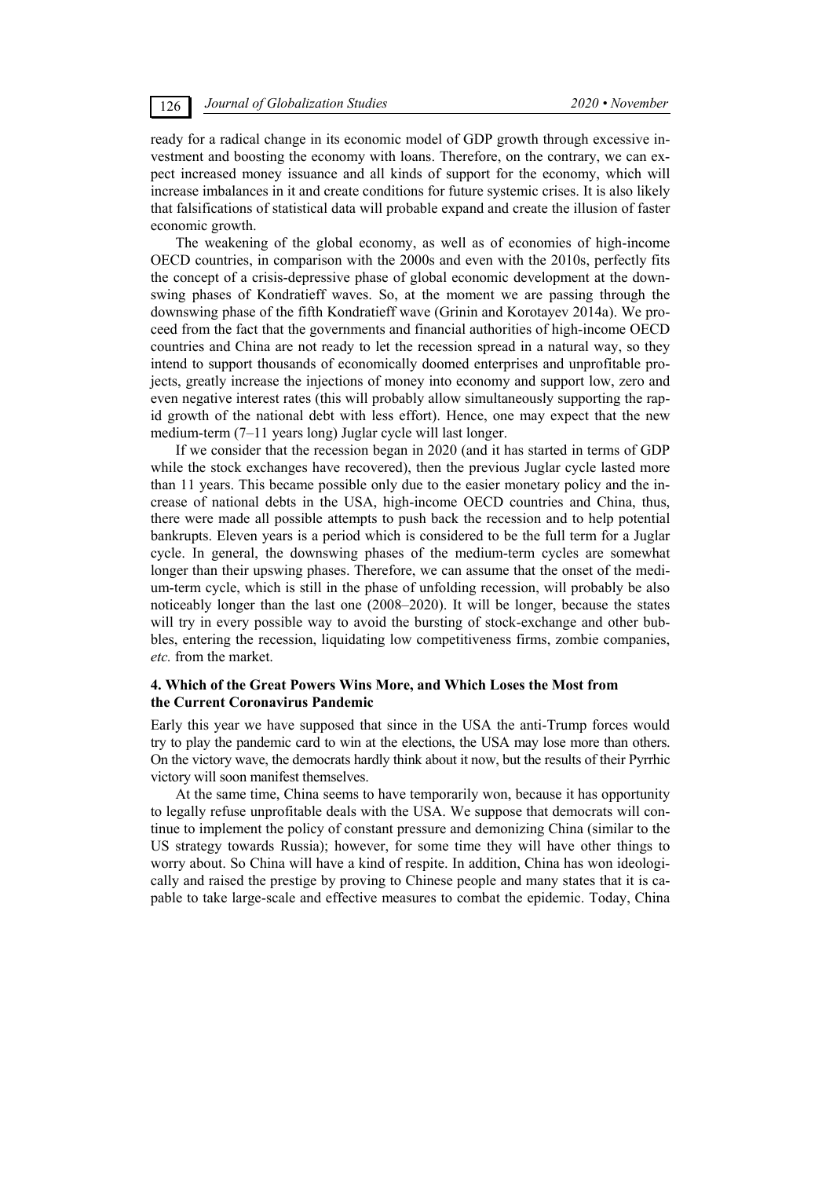ready for a radical change in its economic model of GDP growth through excessive investment and boosting the economy with loans. Therefore, on the contrary, we can expect increased money issuance and all kinds of support for the economy, which will increase imbalances in it and create conditions for future systemic crises. It is also likely that falsifications of statistical data will probable expand and create the illusion of faster economic growth.

The weakening of the global economy, as well as of economies of high-income OECD countries, in comparison with the 2000s and even with the 2010s, perfectly fits the concept of a crisis-depressive phase of global economic development at the downswing phases of Kondratieff waves. So, at the moment we are passing through the downswing phase of the fifth Kondratieff wave (Grinin and Korotayev 2014a). We proceed from the fact that the governments and financial authorities of high-income OECD countries and China are not ready to let the recession spread in a natural way, so they intend to support thousands of economically doomed enterprises and unprofitable projects, greatly increase the injections of money into economy and support low, zero and even negative interest rates (this will probably allow simultaneously supporting the rapid growth of the national debt with less effort). Hence, one may expect that the new medium-term (7–11 years long) Juglar cycle will last longer.

If we consider that the recession began in 2020 (and it has started in terms of GDP while the stock exchanges have recovered), then the previous Juglar cycle lasted more than 11 years. This became possible only due to the easier monetary policy and the increase of national debts in the USA, high-income OECD countries and China, thus, there were made all possible attempts to push back the recession and to help potential bankrupts. Eleven years is a period which is considered to be the full term for a Juglar cycle. In general, the downswing phases of the medium-term cycles are somewhat longer than their upswing phases. Therefore, we can assume that the onset of the medium-term cycle, which is still in the phase of unfolding recession, will probably be also noticeably longer than the last one (2008–2020). It will be longer, because the states will try in every possible way to avoid the bursting of stock-exchange and other bubbles, entering the recession, liquidating low competitiveness firms, zombie companies, *etc.* from the market.

### 4. Which of the Great Powers Wins More, and Which Loses the Most from the Current Coronavirus Pandemic

Early this year we have supposed that since in the USA the anti-Trump forces would try to play the pandemic card to win at the elections, the USA may lose more than others. On the victory wave, the democrats hardly think about it now, but the results of their Pyrrhic victory will soon manifest themselves.

At the same time, China seems to have temporarily won, because it has opportunity to legally refuse unprofitable deals with the USA. We suppose that democrats will continue to implement the policy of constant pressure and demonizing China (similar to the US strategy towards Russia); however, for some time they will have other things to worry about. So China will have a kind of respite. In addition, China has won ideologically and raised the prestige by proving to Chinese people and many states that it is capable to take large-scale and effective measures to combat the epidemic. Today, China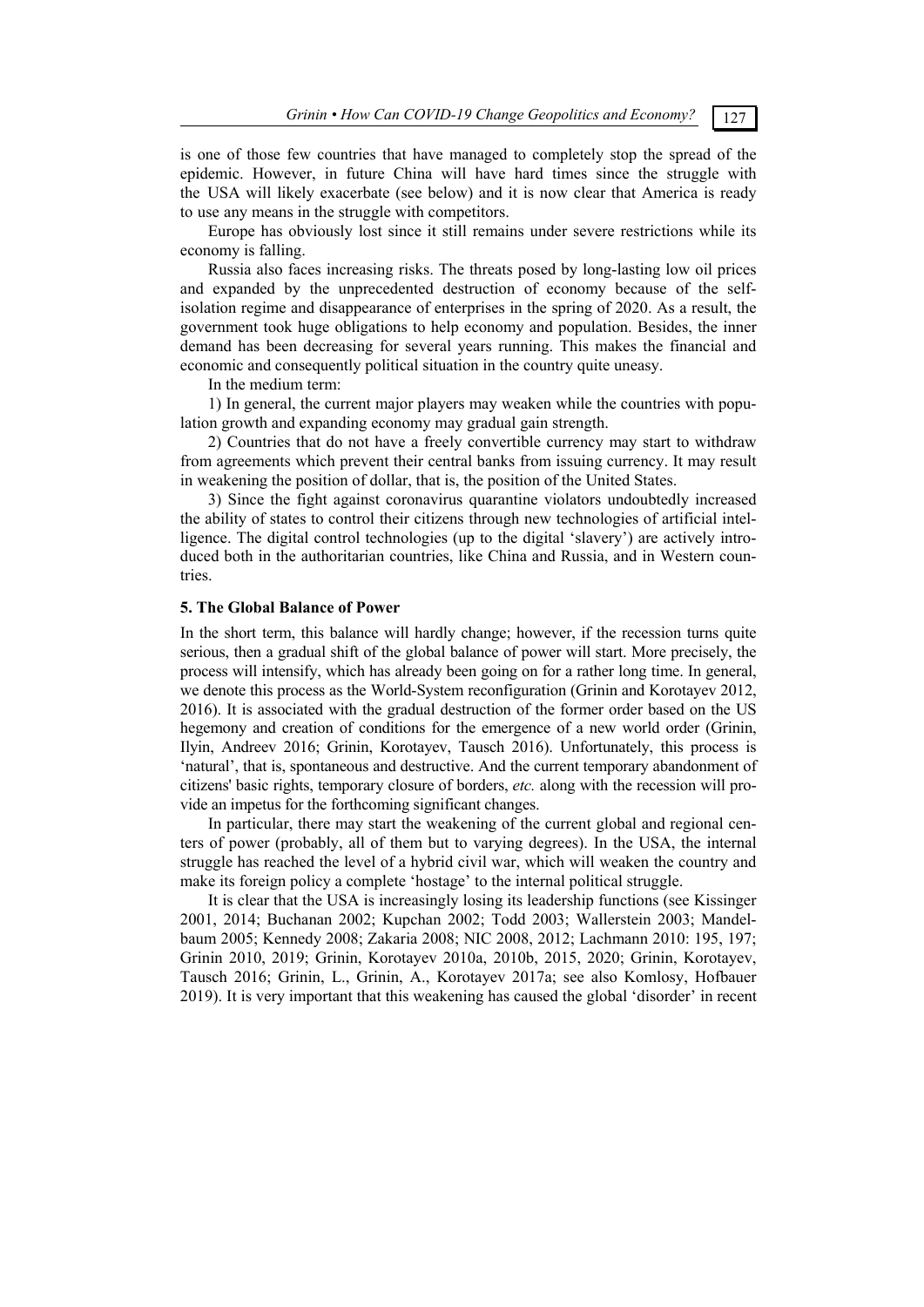is one of those few countries that have managed to completely stop the spread of the epidemic. However, in future China will have hard times since the struggle with the USA will likely exacerbate (see below) and it is now clear that America is ready to use any means in the struggle with competitors.

Europe has obviously lost since it still remains under severe restrictions while its economy is falling.

Russia also faces increasing risks. The threats posed by long-lasting low oil prices and expanded by the unprecedented destruction of economy because of the self-isolation regime and disappearance of enterprises in the spring of 2020. As a result, the government took huge obligations to help economy and population. Besides, the inner demand has been decreasing for several years running. This makes the financial and economic and consequently political situation in the country quite uneasy.

In the medium term:

1) In general, the current major players may weaken while the countries with population growth and expanding economy may gradual gain strength.

2) Countries that do not have a freely convertible currency may start to withdraw from agreements which prevent their central banks from issuing currency. It may result in weakening the position of dollar, that is, the position of the United States.

3) Since the fight against coronavirus quarantine violators undoubtedly increased the ability of states to control their citizens through new technologies of artificial intelligence. The digital control technologies (up to the digital 'slavery') are actively introduced both in the authoritarian countries, like China and Russia, and in Western countries.

## 5. The Global Balance of Power

In the short term, this balance will hardly change; however, if the recession turns quite serious, then a gradual shift of the global balance of power will start. More precisely, the process will intensify, which has already been going on for a rather long time. In general, we denote this process as the World-System reconfiguration (Grinin and Korotayev 2012, 2016). It is associated with the gradual destruction of the former order based on the US hegemony and creation of conditions for the emergence of a new world order (Grinin, Ilyin, Andreev 2016; Grinin, Korotayev, Tausch 2016). Unfortunately, this process is 'natural', that is, spontaneous and destructive. And the current temporary abandonment of citizens' basic rights, temporary closure of borders, *etc.* along with the recession will provide an impetus for the forthcoming significant changes.

In particular, there may start the weakening of the current global and regional centers of power (probably, all of them but to varying degrees). In the USA, the internal struggle has reached the level of a hybrid civil war, which will weaken the country and make its foreign policy a complete 'hostage' to the internal political struggle.

It is clear that the USA is increasingly losing its leadership functions (see Kissinger 2001, 2014; Buchanan 2002; Kupchan 2002; Todd 2003; Wallerstein 2003; Mandelbaum 2005; Kennedy 2008; Zakaria 2008; NIC 2008, 2012; Lachmann 2010: 195, 197; Grinin 2010, 2019; Grinin, Korotayev 2010a, 2010b, 2015, 2020; Grinin, Korotayev, Tausch 2016; Grinin, L., Grinin, A., Korotayev 2017a; see also Komlosy, Hofbauer 2019). It is very important that this weakening has caused the global 'disorder' in recent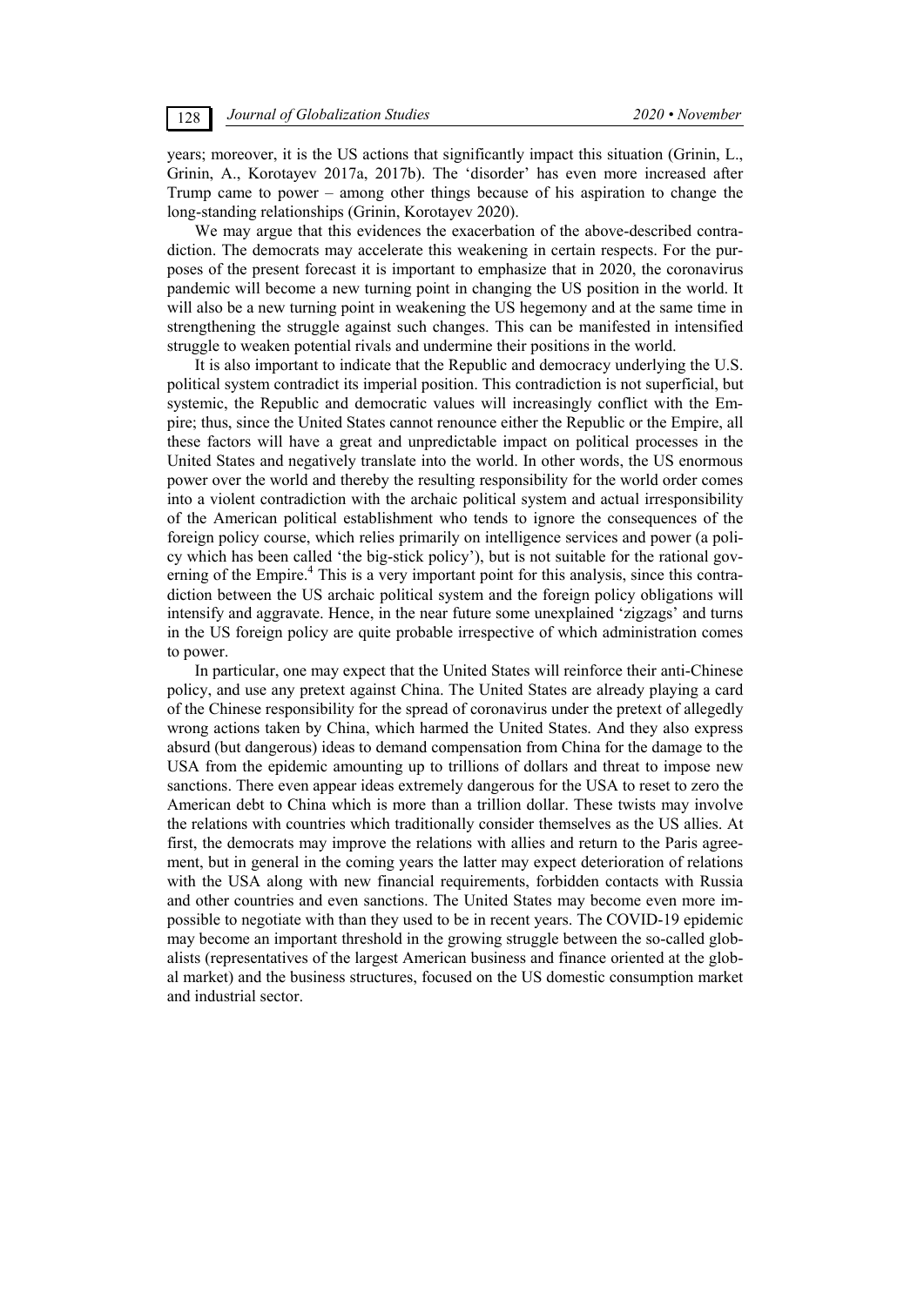years; moreover, it is the US actions that significantly impact this situation (Grinin, L., Grinin, A., Korotayev 2017a, 2017b). The 'disorder' has even more increased after Trump came to power – among other things because of his aspiration to change the long-standing relationships (Grinin, Korotayev 2020).

We may argue that this evidences the exacerbation of the above-described contradiction. The democrats may accelerate this weakening in certain respects. For the purposes of the present forecast it is important to emphasize that in 2020, the coronavirus pandemic will become a new turning point in changing the US position in the world. It will also be a new turning point in weakening the US hegemony and at the same time in strengthening the struggle against such changes. This can be manifested in intensified struggle to weaken potential rivals and undermine their positions in the world.

It is also important to indicate that the Republic and democracy underlying the U.S. political system contradict its imperial position. This contradiction is not superficial, but systemic, the Republic and democratic values will increasingly conflict with the Empire; thus, since the United States cannot renounce either the Republic or the Empire, all these factors will have a great and unpredictable impact on political processes in the United States and negatively translate into the world. In other words, the US enormous power over the world and thereby the resulting responsibility for the world order comes into a violent contradiction with the archaic political system and actual irresponsibility of the American political establishment who tends to ignore the consequences of the foreign policy course, which relies primarily on intelligence services and power (a policy which has been called 'the big-stick policy'), but is not suitable for the rational governing of the Empire.[4] This is a very important point for this analysis, since this contradiction between the US archaic political system and the foreign policy obligations will intensify and aggravate. Hence, in the near future some unexplained 'zigzags' and turns in the US foreign policy are quite probable irrespective of which administration comes to power.

In particular, one may expect that the United States will reinforce their anti-Chinese policy, and use any pretext against China. The United States are already playing a card of the Chinese responsibility for the spread of coronavirus under the pretext of allegedly wrong actions taken by China, which harmed the United States. And they also express absurd (but dangerous) ideas to demand compensation from China for the damage to the USA from the epidemic amounting up to trillions of dollars and threat to impose new sanctions. There even appear ideas extremely dangerous for the USA to reset to zero the American debt to China which is more than a trillion dollar. These twists may involve the relations with countries which traditionally consider themselves as the US allies. At first, the democrats may improve the relations with allies and return to the Paris agreement, but in general in the coming years the latter may expect deterioration of relations with the USA along with new financial requirements, forbidden contacts with Russia and other countries and even sanctions. The United States may become even more impossible to negotiate with than they used to be in recent years. The COVID-19 epidemic may become an important threshold in the growing struggle between the so-called globalists (representatives of the largest American business and finance oriented at the global market) and the business structures, focused on the US domestic consumption market and industrial sector.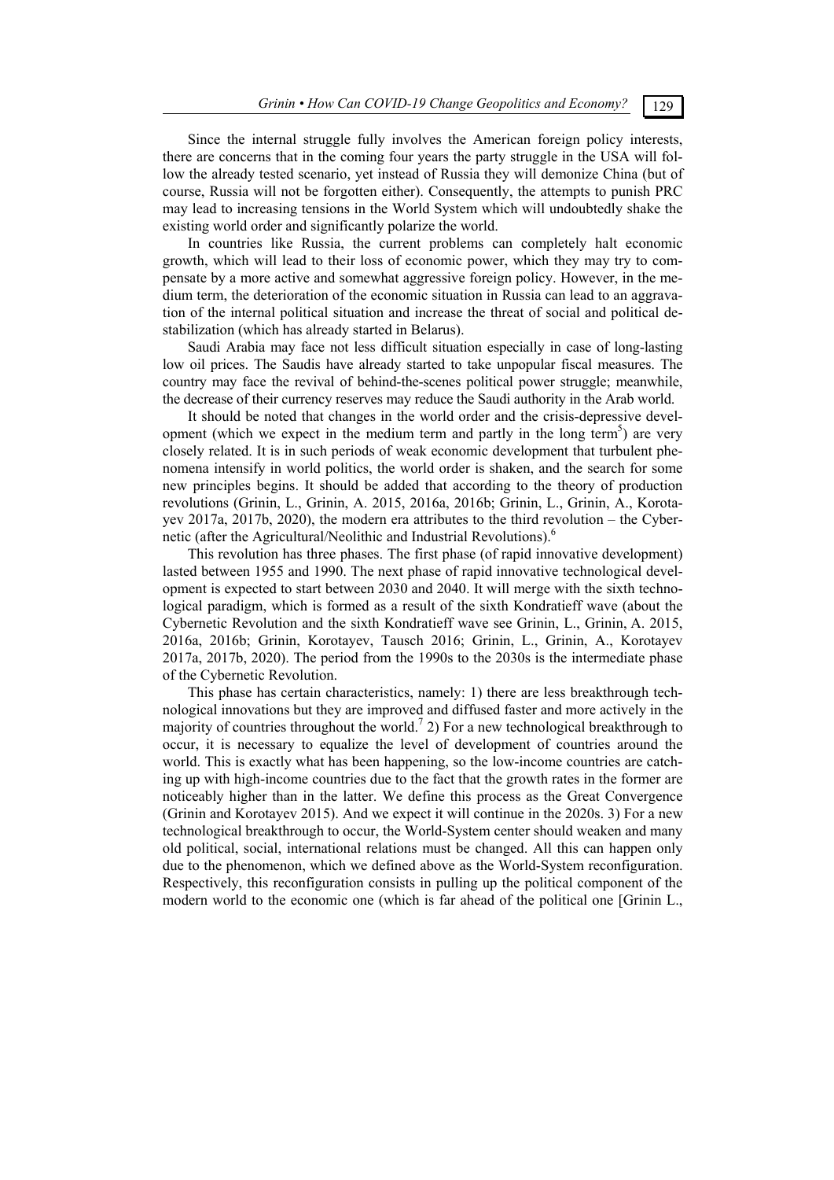Since the internal struggle fully involves the American foreign policy interests, there are concerns that in the coming four years the party struggle in the USA will follow the already tested scenario, yet instead of Russia they will demonize China (but of course, Russia will not be forgotten either). Consequently, the attempts to punish PRC may lead to increasing tensions in the World System which will undoubtedly shake the existing world order and significantly polarize the world.

In countries like Russia, the current problems can completely halt economic growth, which will lead to their loss of economic power, which they may try to compensate by a more active and somewhat aggressive foreign policy. However, in the medium term, the deterioration of the economic situation in Russia can lead to an aggravation of the internal political situation and increase the threat of social and political destabilization (which has already started in Belarus).

Saudi Arabia may face not less difficult situation especially in case of long-lasting low oil prices. The Saudis have already started to take unpopular fiscal measures. The country may face the revival of behind-the-scenes political power struggle; meanwhile, the decrease of their currency reserves may reduce the Saudi authority in the Arab world.

It should be noted that changes in the world order and the crisis-depressive development (which we expect in the medium term and partly in the long term[5]) are very closely related. It is in such periods of weak economic development that turbulent phenomena intensify in world politics, the world order is shaken, and the search for some new principles begins. It should be added that according to the theory of production revolutions (Grinin, L., Grinin, A. 2015, 2016a, 2016b; Grinin, L., Grinin, A., Korotayev 2017a, 2017b, 2020), the modern era attributes to the third revolution – the Cybernetic (after the Agricultural/Neolithic and Industrial Revolutions).[6]

This revolution has three phases. The first phase (of rapid innovative development) lasted between 1955 and 1990. The next phase of rapid innovative technological development is expected to start between 2030 and 2040. It will merge with the sixth technological paradigm, which is formed as a result of the sixth Kondratieff wave (about the Cybernetic Revolution and the sixth Kondratieff wave see Grinin, L., Grinin, A. 2015, 2016a, 2016b; Grinin, Korotayev, Tausch 2016; Grinin, L., Grinin, A., Korotayev 2017a, 2017b, 2020). The period from the 1990s to the 2030s is the intermediate phase of the Cybernetic Revolution.

This phase has certain characteristics, namely: 1) there are less breakthrough technological innovations but they are improved and diffused faster and more actively in the majority of countries throughout the world.[7] 2) For a new technological breakthrough to occur, it is necessary to equalize the level of development of countries around the world. This is exactly what has been happening, so the low-income countries are catching up with high-income countries due to the fact that the growth rates in the former are noticeably higher than in the latter. We define this process as the Great Convergence (Grinin and Korotayev 2015). And we expect it will continue in the 2020s. 3) For a new technological breakthrough to occur, the World-System center should weaken and many old political, social, international relations must be changed. All this can happen only due to the phenomenon, which we defined above as the World-System reconfiguration. Respectively, this reconfiguration consists in pulling up the political component of the modern world to the economic one (which is far ahead of the political one [Grinin L.,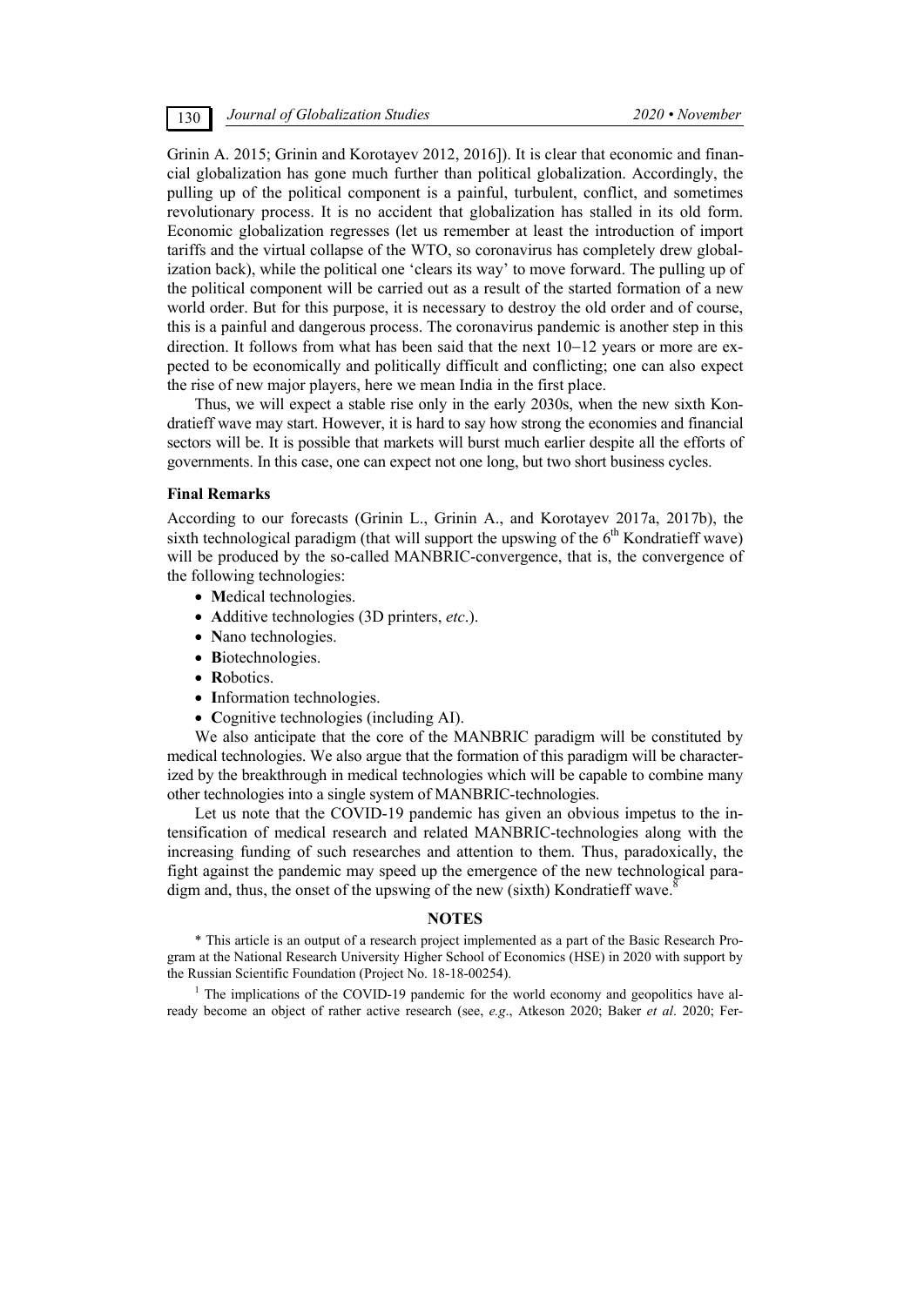Grinin A. 2015; Grinin and Korotayev 2012, 2016]). It is clear that economic and financial globalization has gone much further than political globalization. Accordingly, the pulling up of the political component is a painful, turbulent, conflict, and sometimes revolutionary process. It is no accident that globalization has stalled in its old form. Economic globalization regresses (let us remember at least the introduction of import tariffs and the virtual collapse of the WTO, so coronavirus has completely drew globalization back), while the political one 'clears its way' to move forward. The pulling up of the political component will be carried out as a result of the started formation of a new world order. But for this purpose, it is necessary to destroy the old order and of course, this is a painful and dangerous process. The coronavirus pandemic is another step in this direction. It follows from what has been said that the next 10–12 years or more are expected to be economically and politically difficult and conflicting; one can also expect the rise of new major players, here we mean India in the first place.

Thus, we will expect a stable rise only in the early 2030s, when the new sixth Kondratieff wave may start. However, it is hard to say how strong the economies and financial sectors will be. It is possible that markets will burst much earlier despite all the efforts of governments. In this case, one can expect not one long, but two short business cycles.

### Final Remarks

According to our forecasts (Grinin L., Grinin A., and Korotayev 2017a, 2017b), the sixth technological paradigm (that will support the upswing of the 6th Kondratieff wave) will be produced by the so-called MANBRIC-convergence, that is, the convergence of the following technologies:

- **M**edical technologies.
- **A**dditive technologies (3D printers, *etc*.).
- **N**ano technologies.
- **B**iotechnologies.
- **R**obotics.
- **I**nformation technologies.
- **C**ognitive technologies (including AI).

We also anticipate that the core of the MANBRIC paradigm will be constituted by medical technologies. We also argue that the formation of this paradigm will be characterized by the breakthrough in medical technologies which will be capable to combine many other technologies into a single system of MANBRIC-technologies.

Let us note that the COVID-19 pandemic has given an obvious impetus to the intensification of medical research and related MANBRIC-technologies along with the increasing funding of such researches and attention to them. Thus, paradoxically, the fight against the pandemic may speed up the emergence of the new technological paradigm and, thus, the onset of the upswing of the new (sixth) Kondratieff wave.[8]

## NOTES

\* This article is an output of a research project implemented as a part of the Basic Research Program at the National Research University Higher School of Economics (HSE) in 2020 with support by the Russian Scientific Foundation (Project No. 18-18-00254).

[1] The implications of the COVID-19 pandemic for the world economy and geopolitics have already become an object of rather active research (see, *e.g*., Atkeson 2020; Baker *et al*. 2020; Fer-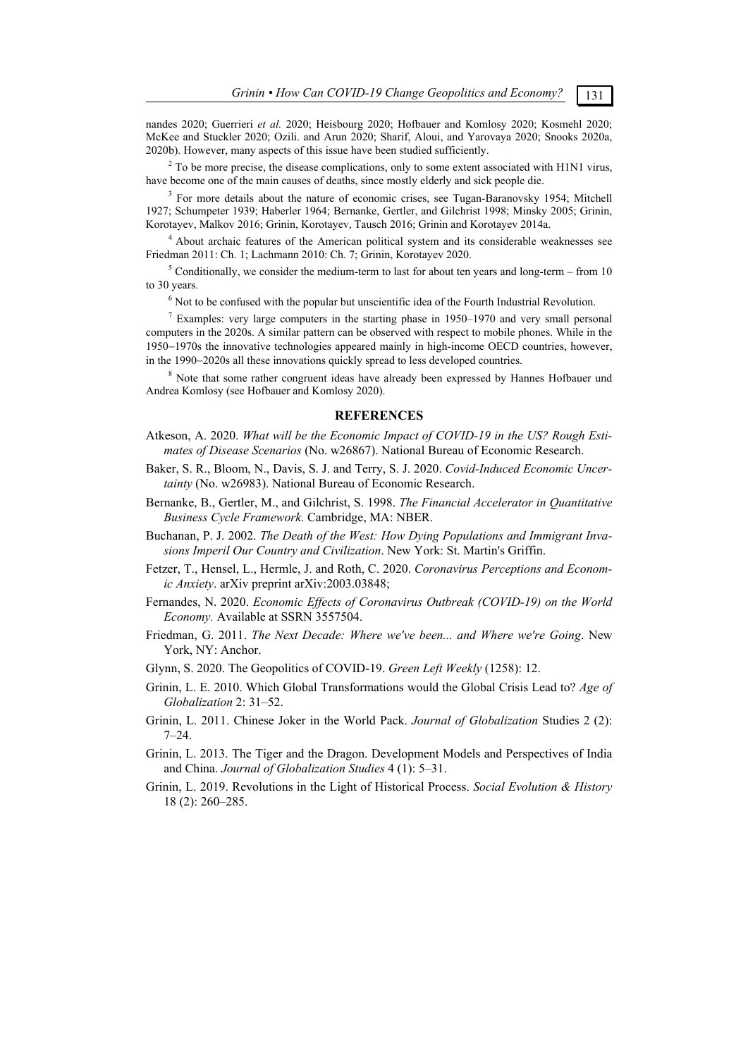nandes 2020; Guerrieri *et al.* 2020; Heisbourg 2020; Hofbauer and Komlosy 2020; Kosmehl 2020; McKee and Stuckler 2020; Ozili. and Arun 2020; Sharif, Aloui, and Yarovaya 2020; Snooks 2020a, 2020b). However, many aspects of this issue have been studied sufficiently.

[2] To be more precise, the disease complications, only to some extent associated with H1N1 virus, have become one of the main causes of deaths, since mostly elderly and sick people die.

[3] For more details about the nature of economic crises, see Tugan-Baranovsky 1954; Mitchell 1927; Schumpeter 1939; Haberler 1964; Bernanke, Gertler, and Gilchrist 1998; Minsky 2005; Grinin, Korotayev, Malkov 2016; Grinin, Korotayev, Tausch 2016; Grinin and Korotayev 2014a.

[4] About archaic features of the American political system and its considerable weaknesses see Friedman 2011: Ch. 1; Lachmann 2010: Ch. 7; Grinin, Korotayev 2020.

[5] Conditionally, we consider the medium-term to last for about ten years and long-term – from 10 to 30 years.

[6] Not to be confused with the popular but unscientific idea of the Fourth Industrial Revolution.

[7] Examples: very large computers in the starting phase in 1950–1970 and very small personal computers in the 2020s. A similar pattern can be observed with respect to mobile phones. While in the 1950–1970s the innovative technologies appeared mainly in high-income OECD countries, however, in the 1990–2020s all these innovations quickly spread to less developed countries.

[8] Note that some rather congruent ideas have already been expressed by Hannes Hofbauer und Andrea Komlosy (see Hofbauer and Komlosy 2020).

## REFERENCES

Atkeson, A. 2020. *What will be the Economic Impact of COVID-19 in the US? Rough Estimates of Disease Scenarios* (No. w26867). National Bureau of Economic Research.

Baker, S. R., Bloom, N., Davis, S. J. and Terry, S. J. 2020. *Covid-Induced Economic Uncertainty* (No. w26983). National Bureau of Economic Research.

Bernanke, B., Gertler, M., and Gilchrist, S. 1998. *The Financial Accelerator in Quantitative Business Cycle Framework*. Cambridge, MA: NBER.

Buchanan, P. J. 2002. *The Death of the West: How Dying Populations and Immigrant Invasions Imperil Our Country and Civilization*. New York: St. Martin's Griffin.

Fetzer, T., Hensel, L., Hermle, J. and Roth, C. 2020. *Coronavirus Perceptions and Economic Anxiety*. arXiv preprint arXiv:2003.03848;

Fernandes, N. 2020. *Economic Effects of Coronavirus Outbreak (COVID-19) on the World Economy.* Available at SSRN 3557504.

Friedman, G. 2011. *The Next Decade: Where we've been... and Where we're Going*. New York, NY: Anchor.

Glynn, S. 2020. The Geopolitics of COVID-19. *Green Left Weekly* (1258): 12.

Grinin, L. E. 2010. Which Global Transformations would the Global Crisis Lead to? *Age of Globalization* 2: 31–52.

Grinin, L. 2011. Chinese Joker in the World Pack. *Journal of Globalization* Studies 2 (2): 7–24.

Grinin, L. 2013. The Tiger and the Dragon. Development Models and Perspectives of India and China. *Journal of Globalization Studies* 4 (1): 5–31.

Grinin, L. 2019. Revolutions in the Light of Historical Process. *Social Evolution & History* 18 (2): 260–285.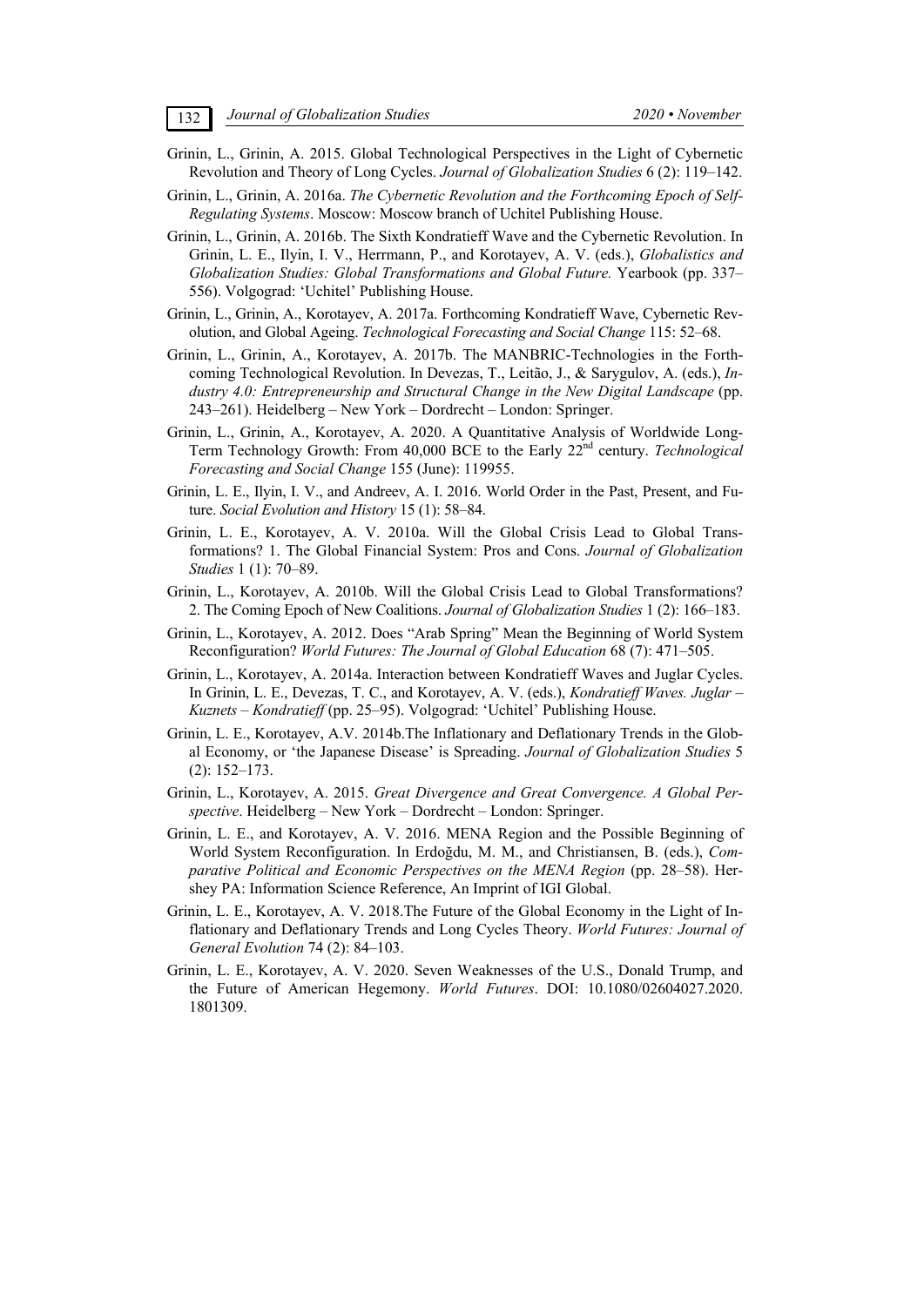Grinin, L., Grinin, A. 2015. Global Technological Perspectives in the Light of Cybernetic Revolution and Theory of Long Cycles. *Journal of Globalization Studies* 6 (2): 119–142.

Grinin, L., Grinin, A. 2016a. *The Cybernetic Revolution and the Forthcoming Epoch of Self-Regulating Systems*. Moscow: Moscow branch of Uchitel Publishing House.

Grinin, L., Grinin, A. 2016b. The Sixth Kondratieff Wave and the Cybernetic Revolution. In Grinin, L. E., Ilyin, I. V., Herrmann, P., and Korotayev, A. V. (eds.), *Globalistics and Globalization Studies: Global Transformations and Global Future.* Yearbook (pp. 337–556). Volgograd: 'Uchitel' Publishing House.

Grinin, L., Grinin, A., Korotayev, A. 2017a. Forthcoming Kondratieff Wave, Cybernetic Revolution, and Global Ageing. *Technological Forecasting and Social Change* 115: 52–68.

Grinin, L., Grinin, A., Korotayev, A. 2017b. The MANBRIC-Technologies in the Forthcoming Technological Revolution. In Devezas, T., Leitão, J., & Sarygulov, A. (eds.), *Industry 4.0: Entrepreneurship and Structural Change in the New Digital Landscape* (pp. 243–261). Heidelberg – New York – Dordrecht – London: Springer.

Grinin, L., Grinin, A., Korotayev, A. 2020. A Quantitative Analysis of Worldwide Long-Term Technology Growth: From 40,000 BCE to the Early 22nd century. *Technological Forecasting and Social Change* 155 (June): 119955.

Grinin, L. E., Ilyin, I. V., and Andreev, A. I. 2016. World Order in the Past, Present, and Future. *Social Evolution and History* 15 (1): 58–84.

Grinin, L. E., Korotayev, A. V. 2010a. Will the Global Crisis Lead to Global Transformations? 1. The Global Financial System: Pros and Cons. *Journal of Globalization Studies* 1 (1): 70–89.

Grinin, L., Korotayev, A. 2010b. Will the Global Crisis Lead to Global Transformations? 2. The Coming Epoch of New Coalitions. *Journal of Globalization Studies* 1 (2): 166–183.

Grinin, L., Korotayev, A. 2012. Does "Arab Spring" Mean the Beginning of World System Reconfiguration? *World Futures: The Journal of Global Education* 68 (7): 471–505.

Grinin, L., Korotayev, A. 2014a. Interaction between Kondratieff Waves and Juglar Cycles. In Grinin, L. E., Devezas, T. C., and Korotayev, A. V. (eds.), *Kondratieff Waves. Juglar – Kuznets – Kondratieff* (pp. 25–95). Volgograd: 'Uchitel' Publishing House.

Grinin, L. E., Korotayev, A.V. 2014b.The Inflationary and Deflationary Trends in the Global Economy, or 'the Japanese Disease' is Spreading. *Journal of Globalization Studies* 5 (2): 152–173.

Grinin, L., Korotayev, A. 2015. *Great Divergence and Great Convergence. A Global Perspective*. Heidelberg – New York – Dordrecht – London: Springer.

Grinin, L. E., and Korotayev, A. V. 2016. MENA Region and the Possible Beginning of World System Reconfiguration. In Erdoğdu, M. M., and Christiansen, B. (eds.), *Comparative Political and Economic Perspectives on the MENA Region* (pp. 28–58). Hershey PA: Information Science Reference, An Imprint of IGI Global.

Grinin, L. E., Korotayev, A. V. 2018.The Future of the Global Economy in the Light of Inflationary and Deflationary Trends and Long Cycles Theory. *World Futures: Journal of General Evolution* 74 (2): 84–103.

Grinin, L. E., Korotayev, A. V. 2020. Seven Weaknesses of the U.S., Donald Trump, and the Future of American Hegemony. *World Futures*. DOI: 10.1080/02604027.2020.1801309.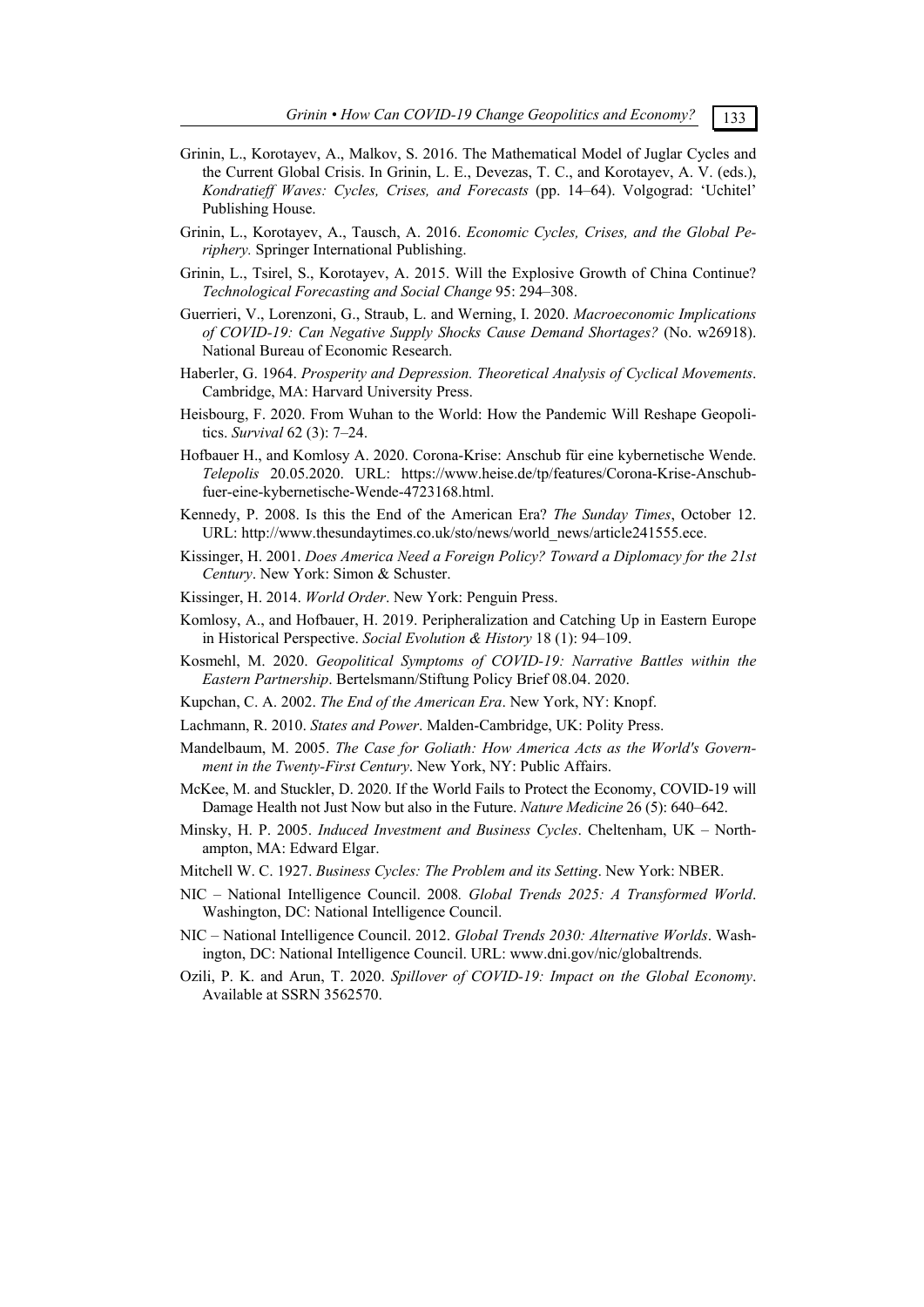Grinin, L., Korotayev, A., Malkov, S. 2016. The Mathematical Model of Juglar Cycles and the Current Global Crisis. In Grinin, L. E., Devezas, T. C., and Korotayev, A. V. (eds.), *Kondratieff Waves: Cycles, Crises, and Forecasts* (pp. 14–64). Volgograd: 'Uchitel' Publishing House.

Grinin, L., Korotayev, A., Tausch, A. 2016. *Economic Cycles, Crises, and the Global Periphery.* Springer International Publishing.

Grinin, L., Tsirel, S., Korotayev, A. 2015. Will the Explosive Growth of China Continue? *Technological Forecasting and Social Change* 95: 294–308.

Guerrieri, V., Lorenzoni, G., Straub, L. and Werning, I. 2020. *Macroeconomic Implications of COVID-19: Can Negative Supply Shocks Cause Demand Shortages?* (No. w26918). National Bureau of Economic Research.

Haberler, G. 1964. *Prosperity and Depression. Theoretical Analysis of Cyclical Movements*. Cambridge, MA: Harvard University Press.

Heisbourg, F. 2020. From Wuhan to the World: How the Pandemic Will Reshape Geopolitics. *Survival* 62 (3): 7–24.

Hofbauer H., and Komlosy A. 2020. Corona-Krise: Anschub für eine kybernetische Wende. *Telepolis* 20.05.2020. URL: https://www.heise.de/tp/features/Corona-Krise-Anschub-fuer-eine-kybernetische-Wende-4723168.html.

Kennedy, P. 2008. Is this the End of the American Era? *The Sunday Times*, October 12. URL: http://www.thesundaytimes.co.uk/sto/news/world_news/article241555.ece.

Kissinger, H. 2001. *Does America Need a Foreign Policy? Toward a Diplomacy for the 21st Century*. New York: Simon & Schuster.

Kissinger, H. 2014. *World Order*. New York: Penguin Press.

Komlosy, A., and Hofbauer, H. 2019. Peripheralization and Catching Up in Eastern Europe in Historical Perspective. *Social Evolution & History* 18 (1): 94–109.

Kosmehl, M. 2020. *Geopolitical Symptoms of COVID-19: Narrative Battles within the Eastern Partnership*. Bertelsmann/Stiftung Policy Brief 08.04. 2020.

Kupchan, C. A. 2002. *The End of the American Era*. New York, NY: Knopf.

Lachmann, R. 2010. *States and Power*. Malden-Cambridge, UK: Polity Press.

Mandelbaum, M. 2005. *The Case for Goliath: How America Acts as the World's Government in the Twenty-First Century*. New York, NY: Public Affairs.

McKee, M. and Stuckler, D. 2020. If the World Fails to Protect the Economy, COVID-19 will Damage Health not Just Now but also in the Future. *Nature Medicine* 26 (5): 640–642.

Minsky, H. P. 2005. *Induced Investment and Business Cycles*. Cheltenham, UK – Northampton, MA: Edward Elgar.

Mitchell W. C. 1927. *Business Cycles: The Problem and its Setting*. New York: NBER.

NIC – National Intelligence Council. 2008. *Global Trends 2025: A Transformed World*. Washington, DC: National Intelligence Council.

NIC – National Intelligence Council. 2012. *Global Trends 2030: Alternative Worlds*. Washington, DC: National Intelligence Council. URL: www.dni.gov/nic/globaltrends.

Ozili, P. K. and Arun, T. 2020. *Spillover of COVID-19: Impact on the Global Economy*. Available at SSRN 3562570.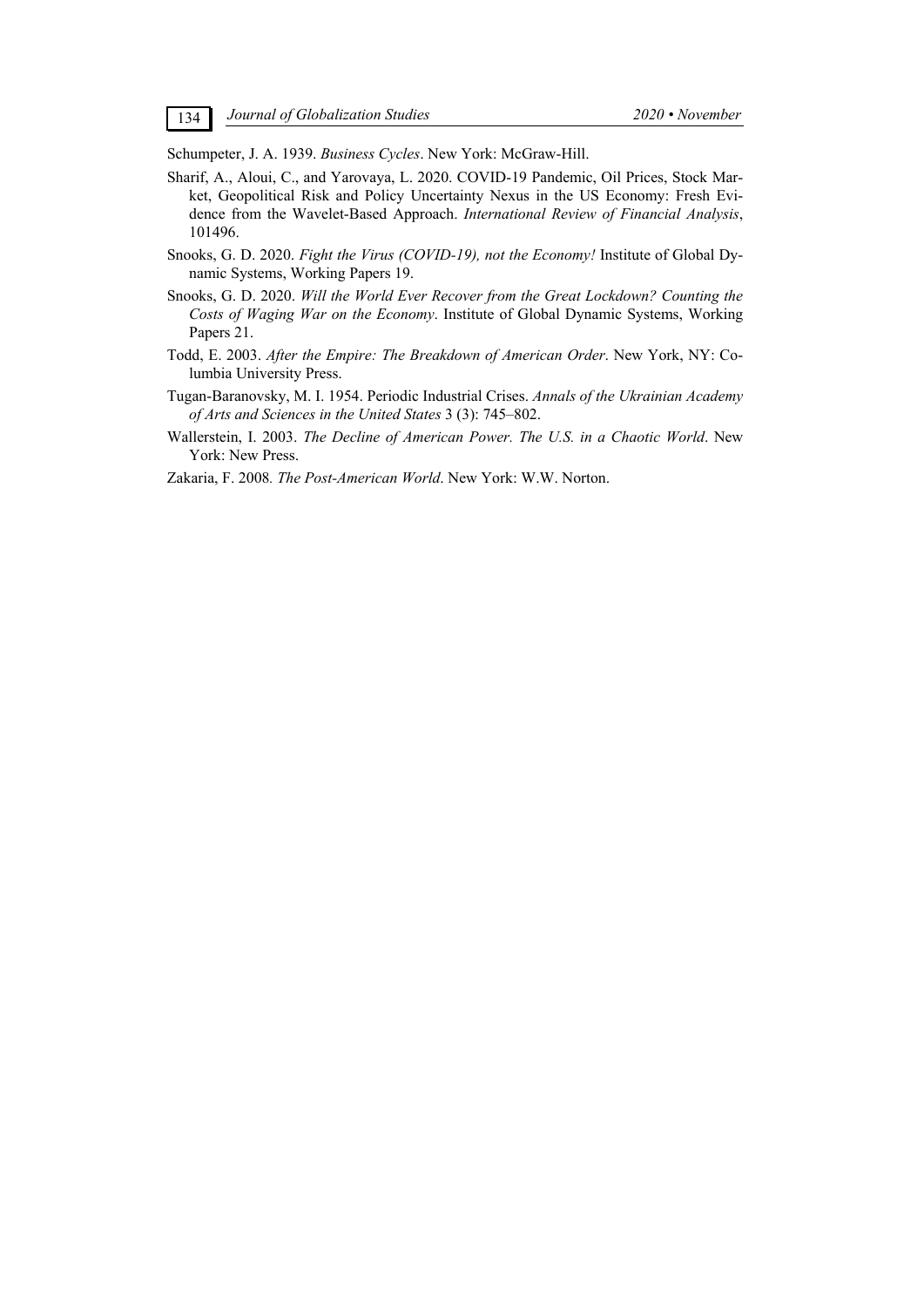Schumpeter, J. A. 1939. *Business Cycles*. New York: McGraw-Hill.

Sharif, A., Aloui, C., and Yarovaya, L. 2020. COVID-19 Pandemic, Oil Prices, Stock Market, Geopolitical Risk and Policy Uncertainty Nexus in the US Economy: Fresh Evidence from the Wavelet-Based Approach. *International Review of Financial Analysis*, 101496.

Snooks, G. D. 2020. *Fight the Virus (COVID-19), not the Economy!* Institute of Global Dynamic Systems, Working Papers 19.

Snooks, G. D. 2020. *Will the World Ever Recover from the Great Lockdown? Counting the Costs of Waging War on the Economy*. Institute of Global Dynamic Systems, Working Papers 21.

Todd, E. 2003. *After the Empire: The Breakdown of American Order*. New York, NY: Columbia University Press.

Tugan-Baranovsky, M. I. 1954. Periodic Industrial Crises. *Annals of the Ukrainian Academy of Arts and Sciences in the United States* 3 (3): 745–802.

Wallerstein, I. 2003. *The Decline of American Power. The U.S. in a Chaotic World*. New York: New Press.

Zakaria, F. 2008. *The Post-American World*. New York: W.W. Norton.